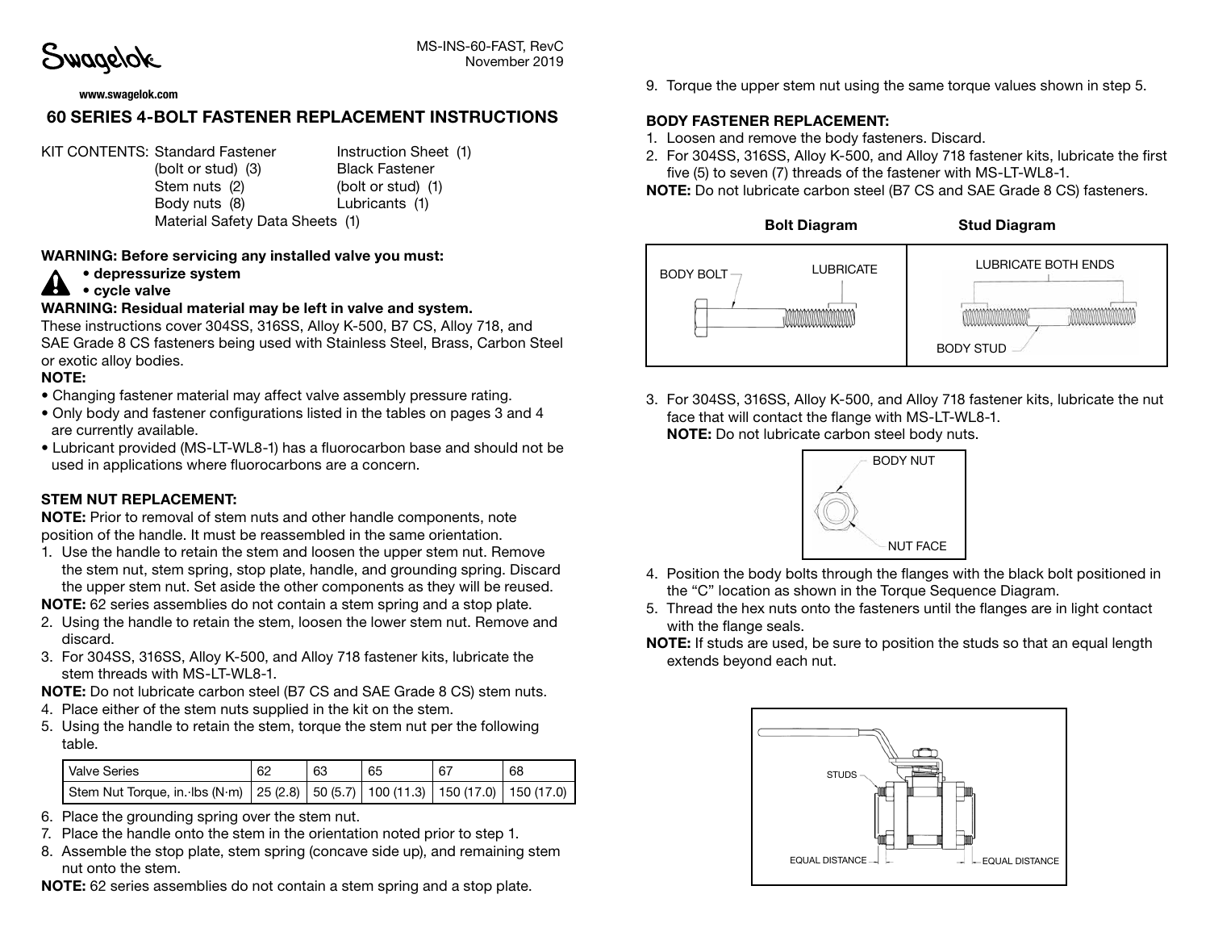MS-INS-60-FAST, RevC
November 2019

www.swagelok.com

# 60 SERIES 4-BOLT FASTENER REPLACEMENT INSTRUCTIONS

KIT CONTENTS:
- Standard Fastener (bolt or stud) (3)
- Stem nuts (2)
- Body nuts (8)
- Material Safety Data Sheets (1)
- Instruction Sheet (1)
- Black Fastener (bolt or stud) (1)
- Lubricants (1)

**WARNING: Before servicing any installed valve you must:**

- **depressurize system**
- **cycle valve**

**WARNING: Residual material may be left in valve and system.**

These instructions cover 304SS, 316SS, Alloy K-500, B7 CS, Alloy 718, and SAE Grade 8 CS fasteners being used with Stainless Steel, Brass, Carbon Steel or exotic alloy bodies.

**NOTE:**

- Changing fastener material may affect valve assembly pressure rating.
- Only body and fastener configurations listed in the tables on pages 3 and 4 are currently available.
- Lubricant provided (MS-LT-WL8-1) has a fluorocarbon base and should not be used in applications where fluorocarbons are a concern.

## STEM NUT REPLACEMENT:

**NOTE:** Prior to removal of stem nuts and other handle components, note position of the handle. It must be reassembled in the same orientation.

1. Use the handle to retain the stem and loosen the upper stem nut. Remove the stem nut, stem spring, stop plate, handle, and grounding spring. Discard the upper stem nut. Set aside the other components as they will be reused.

**NOTE:** 62 series assemblies do not contain a stem spring and a stop plate.

2. Using the handle to retain the stem, loosen the lower stem nut. Remove and discard.
3. For 304SS, 316SS, Alloy K-500, and Alloy 718 fastener kits, lubricate the stem threads with MS-LT-WL8-1.

**NOTE:** Do not lubricate carbon steel (B7 CS and SAE Grade 8 CS) stem nuts.

4. Place either of the stem nuts supplied in the kit on the stem.
5. Using the handle to retain the stem, torque the stem nut per the following table.

| Valve Series | 62 | 63 | 65 | 67 | 68 |
|---|---|---|---|---|---|
| Stem Nut Torque, in.·lbs (N·m) | 25 (2.8) | 50 (5.7) | 100 (11.3) | 150 (17.0) | 150 (17.0) |

6. Place the grounding spring over the stem nut.
7. Place the handle onto the stem in the orientation noted prior to step 1.
8. Assemble the stop plate, stem spring (concave side up), and remaining stem nut onto the stem.

**NOTE:** 62 series assemblies do not contain a stem spring and a stop plate.

9. Torque the upper stem nut using the same torque values shown in step 5.

## BODY FASTENER REPLACEMENT:

1. Loosen and remove the body fasteners. Discard.
2. For 304SS, 316SS, Alloy K-500, and Alloy 718 fastener kits, lubricate the first five (5) to seven (7) threads of the fastener with MS-LT-WL8-1.

**NOTE:** Do not lubricate carbon steel (B7 CS and SAE Grade 8 CS) fasteners.

**Bolt Diagram** — BODY BOLT, LUBRICATE

**Stud Diagram** — LUBRICATE BOTH ENDS, BODY STUD

3. For 304SS, 316SS, Alloy K-500, and Alloy 718 fastener kits, lubricate the nut face that will contact the flange with MS-LT-WL8-1.

**NOTE:** Do not lubricate carbon steel body nuts.

BODY NUT, NUT FACE

4. Position the body bolts through the flanges with the black bolt positioned in the "C" location as shown in the Torque Sequence Diagram.
5. Thread the hex nuts onto the fasteners until the flanges are in light contact with the flange seals.

**NOTE:** If studs are used, be sure to position the studs so that an equal length extends beyond each nut.

STUDS, EQUAL DISTANCE, EQUAL DISTANCE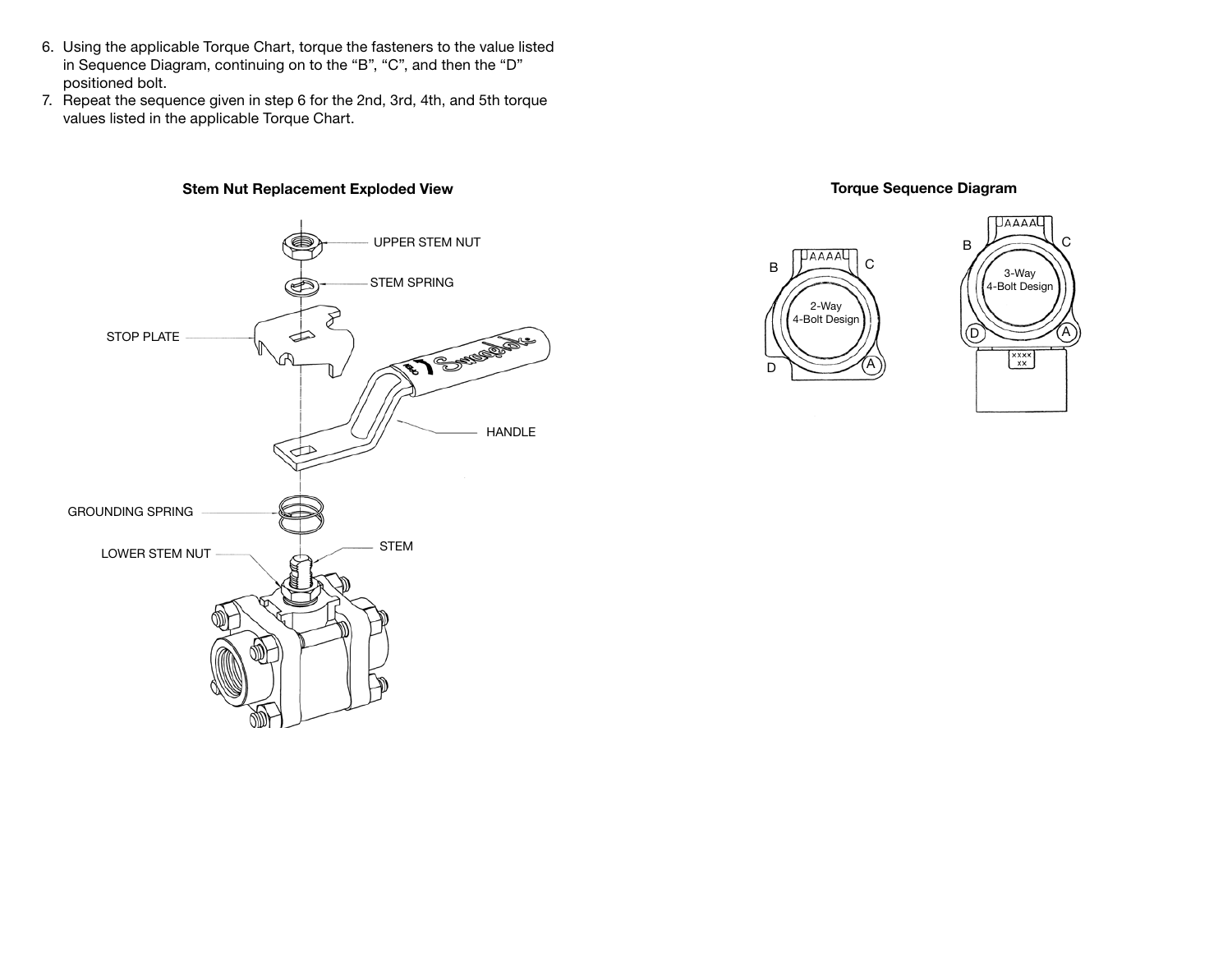6. Using the applicable Torque Chart, torque the fasteners to the value listed in Sequence Diagram, continuing on to the "B", "C", and then the "D" positioned bolt.
7. Repeat the sequence given in step 6 for the 2nd, 3rd, 4th, and 5th torque values listed in the applicable Torque Chart.

**Stem Nut Replacement Exploded View**

UPPER STEM NUT

STEM SPRING

STOP PLATE

HANDLE

GROUNDING SPRING

STEM

LOWER STEM NUT

**Torque Sequence Diagram**

2-Way 4-Bolt Design: B, C, D, A

3-Way 4-Bolt Design: B, C, D, A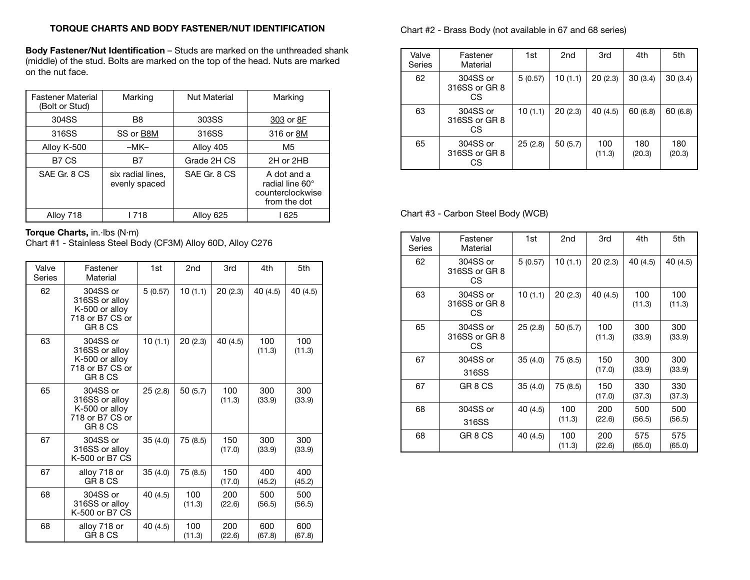## TORQUE CHARTS AND BODY FASTENER/NUT IDENTIFICATION

**Body Fastener/Nut Identification** – Studs are marked on the unthreaded shank (middle) of the stud. Bolts are marked on the top of the head. Nuts are marked on the nut face.

| Fastener Material (Bolt or Stud) | Marking | Nut Material | Marking |
|---|---|---|---|
| 304SS | B8 | 303SS | 303 or 8F |
| 316SS | SS or B8M | 316SS | 316 or 8M |
| Alloy K-500 | –MK– | Alloy 405 | M5 |
| B7 CS | B7 | Grade 2H CS | 2H or 2HB |
| SAE Gr. 8 CS | six radial lines, evenly spaced | SAE Gr. 8 CS | A dot and a radial line 60° counterclockwise from the dot |
| Alloy 718 | I 718 | Alloy 625 | I 625 |

**Torque Charts,** in.·lbs (N·m)

Chart #1 - Stainless Steel Body (CF3M) Alloy 60D, Alloy C276

| Valve Series | Fastener Material | 1st | 2nd | 3rd | 4th | 5th |
|---|---|---|---|---|---|---|
| 62 | 304SS or 316SS or alloy K-500 or alloy 718 or B7 CS or GR 8 CS | 5 (0.57) | 10 (1.1) | 20 (2.3) | 40 (4.5) | 40 (4.5) |
| 63 | 304SS or 316SS or alloy K-500 or alloy 718 or B7 CS or GR 8 CS | 10 (1.1) | 20 (2.3) | 40 (4.5) | 100 (11.3) | 100 (11.3) |
| 65 | 304SS or 316SS or alloy K-500 or alloy 718 or B7 CS or GR 8 CS | 25 (2.8) | 50 (5.7) | 100 (11.3) | 300 (33.9) | 300 (33.9) |
| 67 | 304SS or 316SS or alloy K-500 or B7 CS | 35 (4.0) | 75 (8.5) | 150 (17.0) | 300 (33.9) | 300 (33.9) |
| 67 | alloy 718 or GR 8 CS | 35 (4.0) | 75 (8.5) | 150 (17.0) | 400 (45.2) | 400 (45.2) |
| 68 | 304SS or 316SS or alloy K-500 or B7 CS | 40 (4.5) | 100 (11.3) | 200 (22.6) | 500 (56.5) | 500 (56.5) |
| 68 | alloy 718 or GR 8 CS | 40 (4.5) | 100 (11.3) | 200 (22.6) | 600 (67.8) | 600 (67.8) |

Chart #2 - Brass Body (not available in 67 and 68 series)

| Valve Series | Fastener Material | 1st | 2nd | 3rd | 4th | 5th |
|---|---|---|---|---|---|---|
| 62 | 304SS or 316SS or GR 8 CS | 5 (0.57) | 10 (1.1) | 20 (2.3) | 30 (3.4) | 30 (3.4) |
| 63 | 304SS or 316SS or GR 8 CS | 10 (1.1) | 20 (2.3) | 40 (4.5) | 60 (6.8) | 60 (6.8) |
| 65 | 304SS or 316SS or GR 8 CS | 25 (2.8) | 50 (5.7) | 100 (11.3) | 180 (20.3) | 180 (20.3) |

Chart #3 - Carbon Steel Body (WCB)

| Valve Series | Fastener Material | 1st | 2nd | 3rd | 4th | 5th |
|---|---|---|---|---|---|---|
| 62 | 304SS or 316SS or GR 8 CS | 5 (0.57) | 10 (1.1) | 20 (2.3) | 40 (4.5) | 40 (4.5) |
| 63 | 304SS or 316SS or GR 8 CS | 10 (1.1) | 20 (2.3) | 40 (4.5) | 100 (11.3) | 100 (11.3) |
| 65 | 304SS or 316SS or GR 8 CS | 25 (2.8) | 50 (5.7) | 100 (11.3) | 300 (33.9) | 300 (33.9) |
| 67 | 304SS or 316SS | 35 (4.0) | 75 (8.5) | 150 (17.0) | 300 (33.9) | 300 (33.9) |
| 67 | GR 8 CS | 35 (4.0) | 75 (8.5) | 150 (17.0) | 330 (37.3) | 330 (37.3) |
| 68 | 304SS or 316SS | 40 (4.5) | 100 (11.3) | 200 (22.6) | 500 (56.5) | 500 (56.5) |
| 68 | GR 8 CS | 40 (4.5) | 100 (11.3) | 200 (22.6) | 575 (65.0) | 575 (65.0) |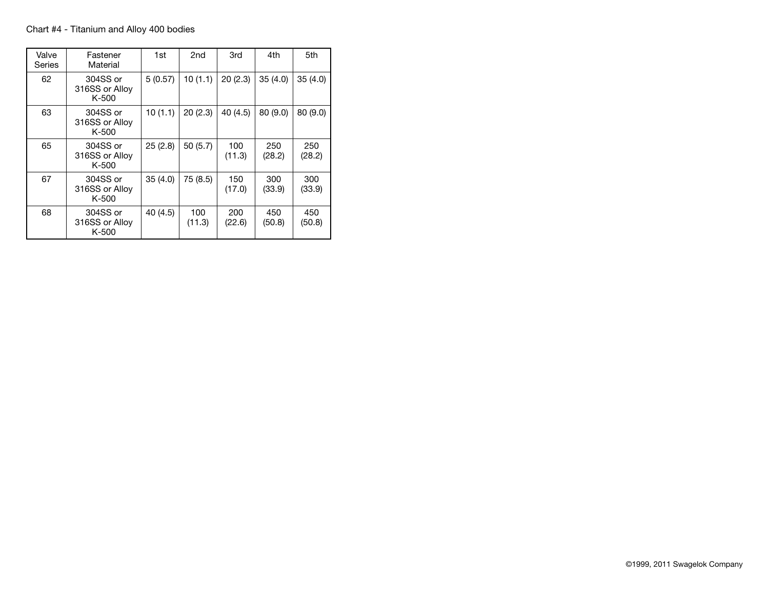Chart #4 - Titanium and Alloy 400 bodies

| Valve Series | Fastener Material | 1st | 2nd | 3rd | 4th | 5th |
|---|---|---|---|---|---|---|
| 62 | 304SS or 316SS or Alloy K-500 | 5 (0.57) | 10 (1.1) | 20 (2.3) | 35 (4.0) | 35 (4.0) |
| 63 | 304SS or 316SS or Alloy K-500 | 10 (1.1) | 20 (2.3) | 40 (4.5) | 80 (9.0) | 80 (9.0) |
| 65 | 304SS or 316SS or Alloy K-500 | 25 (2.8) | 50 (5.7) | 100 (11.3) | 250 (28.2) | 250 (28.2) |
| 67 | 304SS or 316SS or Alloy K-500 | 35 (4.0) | 75 (8.5) | 150 (17.0) | 300 (33.9) | 300 (33.9) |
| 68 | 304SS or 316SS or Alloy K-500 | 40 (4.5) | 100 (11.3) | 200 (22.6) | 450 (50.8) | 450 (50.8) |

©1999, 2011 Swagelok Company